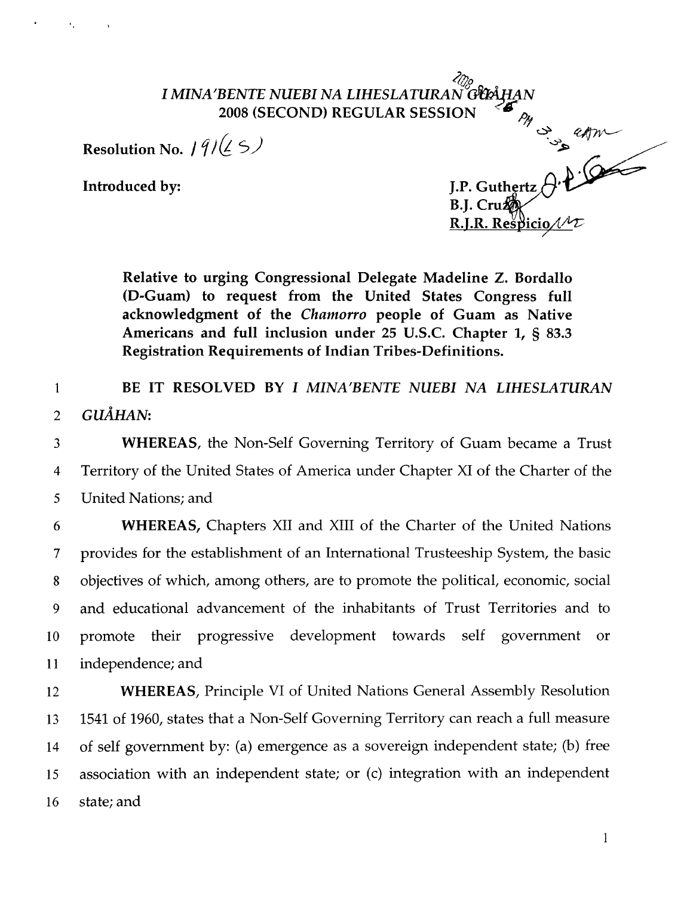*I MINA'BENTE NUEBI NA LIHESLATURAN GUÅHAN*
**2008 (SECOND) REGULAR SESSION**

**Resolution No.** 191(LS)

**Introduced by:**

J.P. Guthertz
B.J. Cruz
R.J.R. Respicio

**Relative to urging Congressional Delegate Madeline Z. Bordallo (D-Guam) to request from the United States Congress full acknowledgment of the *Chamorro* people of Guam as Native Americans and full inclusion under 25 U.S.C. Chapter 1, § 83.3 Registration Requirements of Indian Tribes-Definitions.**

**BE IT RESOLVED BY *I MINA'BENTE NUEBI NA LIHESLATURAN GUÅHAN*:**

**WHEREAS,** the Non-Self Governing Territory of Guam became a Trust Territory of the United States of America under Chapter XI of the Charter of the United Nations; and

**WHEREAS,** Chapters XII and XIII of the Charter of the United Nations provides for the establishment of an International Trusteeship System, the basic objectives of which, among others, are to promote the political, economic, social and educational advancement of the inhabitants of Trust Territories and to promote their progressive development towards self government or independence; and

**WHEREAS,** Principle VI of United Nations General Assembly Resolution 1541 of 1960, states that a Non-Self Governing Territory can reach a full measure of self government by: (a) emergence as a sovereign independent state; (b) free association with an independent state; or (c) integration with an independent state; and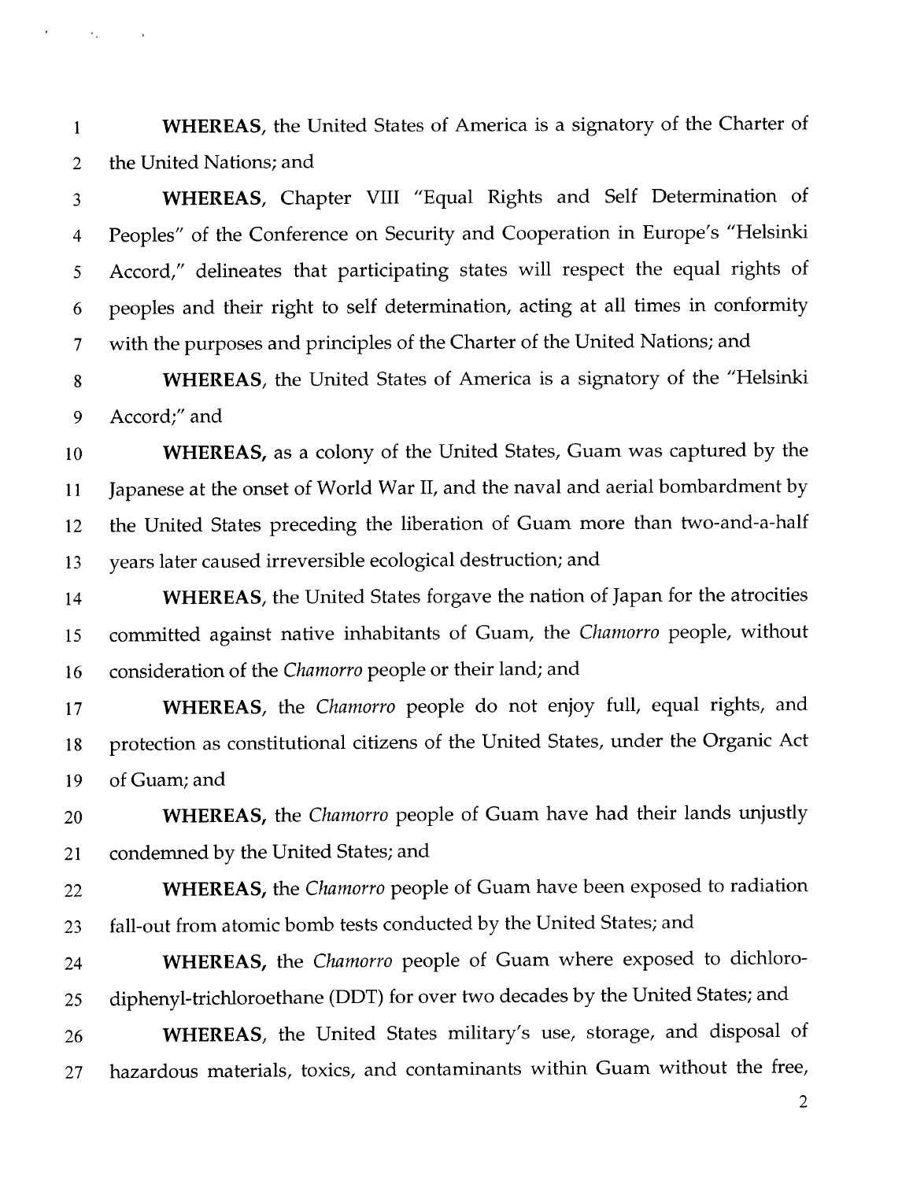**WHEREAS**, the United States of America is a signatory of the Charter of the United Nations; and

**WHEREAS**, Chapter VIII "Equal Rights and Self Determination of Peoples" of the Conference on Security and Cooperation in Europe's "Helsinki Accord," delineates that participating states will respect the equal rights of peoples and their right to self determination, acting at all times in conformity with the purposes and principles of the Charter of the United Nations; and

**WHEREAS**, the United States of America is a signatory of the "Helsinki Accord;" and

**WHEREAS,** as a colony of the United States, Guam was captured by the Japanese at the onset of World War II, and the naval and aerial bombardment by the United States preceding the liberation of Guam more than two-and-a-half years later caused irreversible ecological destruction; and

**WHEREAS**, the United States forgave the nation of Japan for the atrocities committed against native inhabitants of Guam, the *Chamorro* people, without consideration of the *Chamorro* people or their land; and

**WHEREAS**, the *Chamorro* people do not enjoy full, equal rights, and protection as constitutional citizens of the United States, under the Organic Act of Guam; and

**WHEREAS,** the *Chamorro* people of Guam have had their lands unjustly condemned by the United States; and

**WHEREAS,** the *Chamorro* people of Guam have been exposed to radiation fall-out from atomic bomb tests conducted by the United States; and

**WHEREAS,** the *Chamorro* people of Guam where exposed to dichloro-diphenyl-trichloroethane (DDT) for over two decades by the United States; and

**WHEREAS,** the United States military's use, storage, and disposal of hazardous materials, toxics, and contaminants within Guam without the free,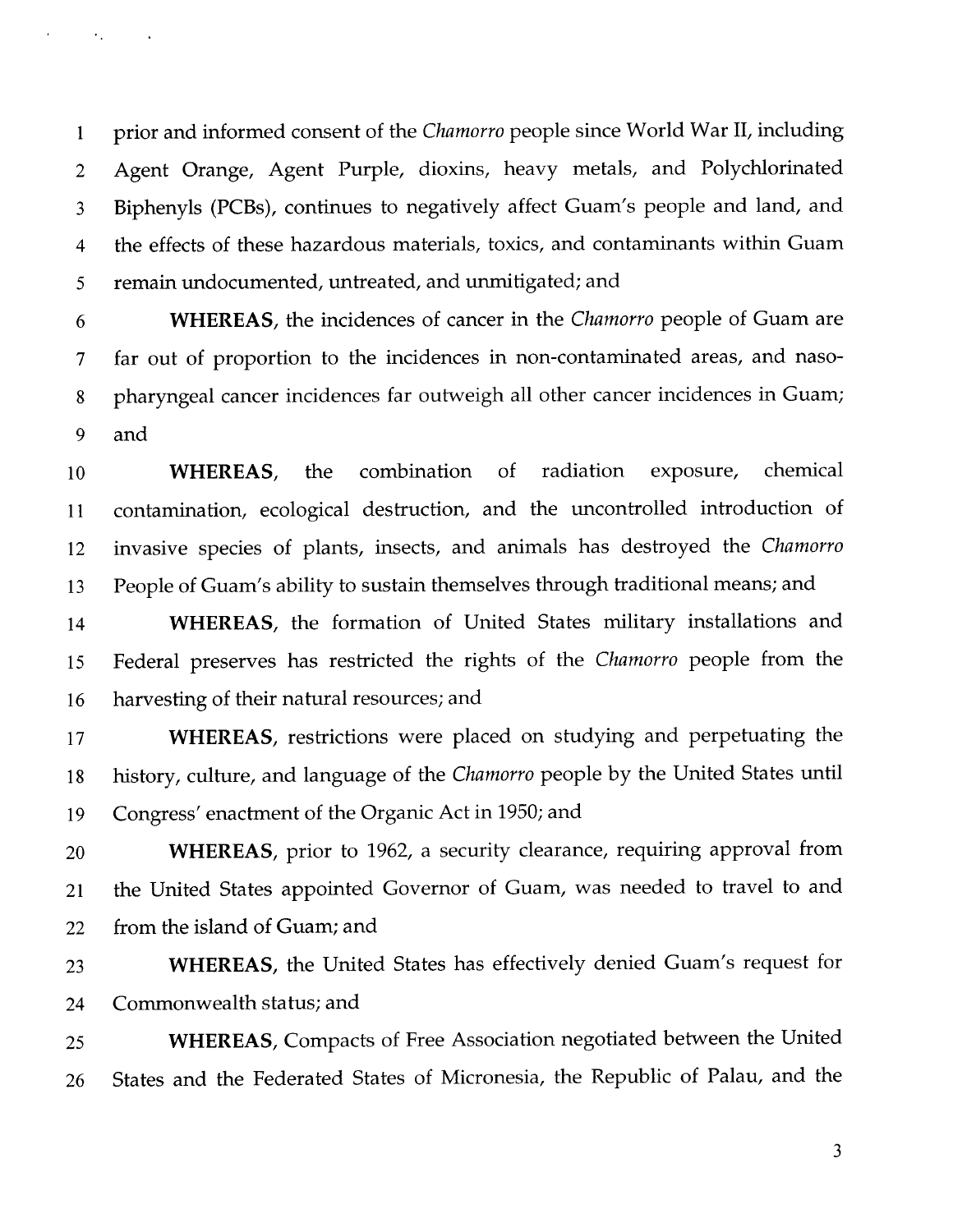prior and informed consent of the *Chamorro* people since World War II, including Agent Orange, Agent Purple, dioxins, heavy metals, and Polychlorinated Biphenyls (PCBs), continues to negatively affect Guam's people and land, and the effects of these hazardous materials, toxics, and contaminants within Guam remain undocumented, untreated, and unmitigated; and

**WHEREAS**, the incidences of cancer in the *Chamorro* people of Guam are far out of proportion to the incidences in non-contaminated areas, and naso-pharyngeal cancer incidences far outweigh all other cancer incidences in Guam; and

**WHEREAS**, the combination of radiation exposure, chemical contamination, ecological destruction, and the uncontrolled introduction of invasive species of plants, insects, and animals has destroyed the *Chamorro* People of Guam's ability to sustain themselves through traditional means; and

**WHEREAS**, the formation of United States military installations and Federal preserves has restricted the rights of the *Chamorro* people from the harvesting of their natural resources; and

**WHEREAS**, restrictions were placed on studying and perpetuating the history, culture, and language of the *Chamorro* people by the United States until Congress' enactment of the Organic Act in 1950; and

**WHEREAS**, prior to 1962, a security clearance, requiring approval from the United States appointed Governor of Guam, was needed to travel to and from the island of Guam; and

**WHEREAS**, the United States has effectively denied Guam's request for Commonwealth status; and

**WHEREAS**, Compacts of Free Association negotiated between the United States and the Federated States of Micronesia, the Republic of Palau, and the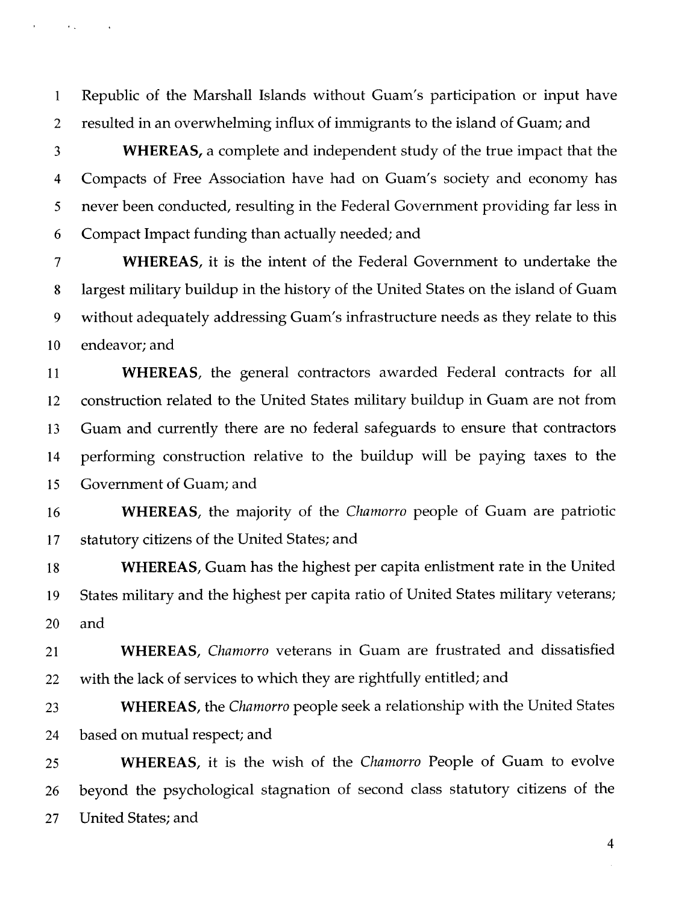Republic of the Marshall Islands without Guam's participation or input have resulted in an overwhelming influx of immigrants to the island of Guam; and

**WHEREAS,** a complete and independent study of the true impact that the Compacts of Free Association have had on Guam's society and economy has never been conducted, resulting in the Federal Government providing far less in Compact Impact funding than actually needed; and

**WHEREAS,** it is the intent of the Federal Government to undertake the largest military buildup in the history of the United States on the island of Guam without adequately addressing Guam's infrastructure needs as they relate to this endeavor; and

**WHEREAS,** the general contractors awarded Federal contracts for all construction related to the United States military buildup in Guam are not from Guam and currently there are no federal safeguards to ensure that contractors performing construction relative to the buildup will be paying taxes to the Government of Guam; and

**WHEREAS,** the majority of the *Chamorro* people of Guam are patriotic statutory citizens of the United States; and

**WHEREAS,** Guam has the highest per capita enlistment rate in the United States military and the highest per capita ratio of United States military veterans; and

**WHEREAS,** *Chamorro* veterans in Guam are frustrated and dissatisfied with the lack of services to which they are rightfully entitled; and

**WHEREAS,** the *Chamorro* people seek a relationship with the United States based on mutual respect; and

**WHEREAS,** it is the wish of the *Chamorro* People of Guam to evolve beyond the psychological stagnation of second class statutory citizens of the United States; and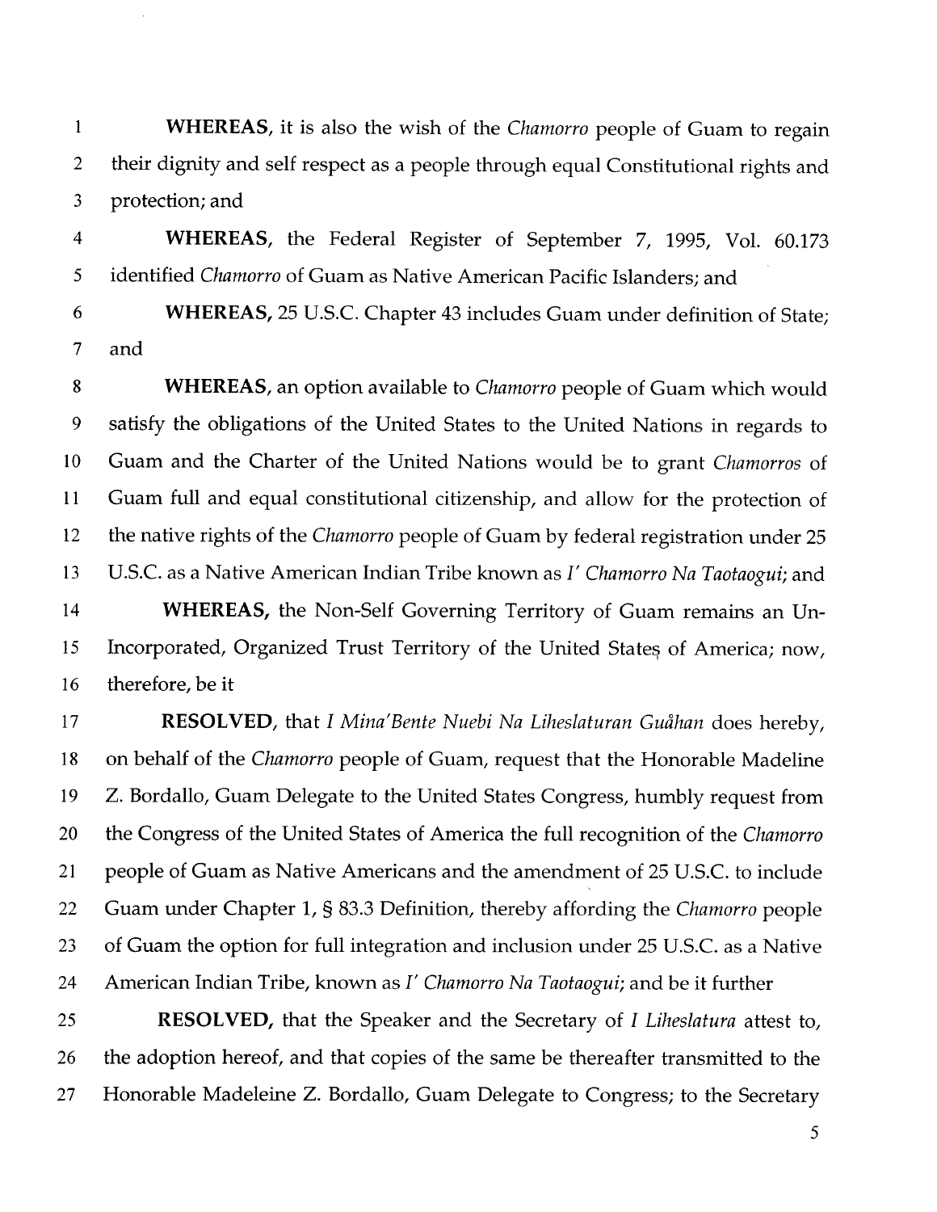**WHEREAS**, it is also the wish of the *Chamorro* people of Guam to regain their dignity and self respect as a people through equal Constitutional rights and protection; and

**WHEREAS**, the Federal Register of September 7, 1995, Vol. 60.173 identified *Chamorro* of Guam as Native American Pacific Islanders; and

**WHEREAS,** 25 U.S.C. Chapter 43 includes Guam under definition of State; and

**WHEREAS**, an option available to *Chamorro* people of Guam which would satisfy the obligations of the United States to the United Nations in regards to Guam and the Charter of the United Nations would be to grant *Chamorros* of Guam full and equal constitutional citizenship, and allow for the protection of the native rights of the *Chamorro* people of Guam by federal registration under 25 U.S.C. as a Native American Indian Tribe known as *I' Chamorro Na Taotaogui*; and

**WHEREAS,** the Non-Self Governing Territory of Guam remains an Un-Incorporated, Organized Trust Territory of the United States of America; now, therefore, be it

**RESOLVED**, that *I Mina'Bente Nuebi Na Liheslaturan Guåhan* does hereby, on behalf of the *Chamorro* people of Guam, request that the Honorable Madeline Z. Bordallo, Guam Delegate to the United States Congress, humbly request from the Congress of the United States of America the full recognition of the *Chamorro* people of Guam as Native Americans and the amendment of 25 U.S.C. to include Guam under Chapter 1, § 83.3 Definition, thereby affording the *Chamorro* people of Guam the option for full integration and inclusion under 25 U.S.C. as a Native American Indian Tribe, known as *I' Chamorro Na Taotaogui*; and be it further

**RESOLVED,** that the Speaker and the Secretary of *I Liheslatura* attest to, the adoption hereof, and that copies of the same be thereafter transmitted to the Honorable Madeleine Z. Bordallo, Guam Delegate to Congress; to the Secretary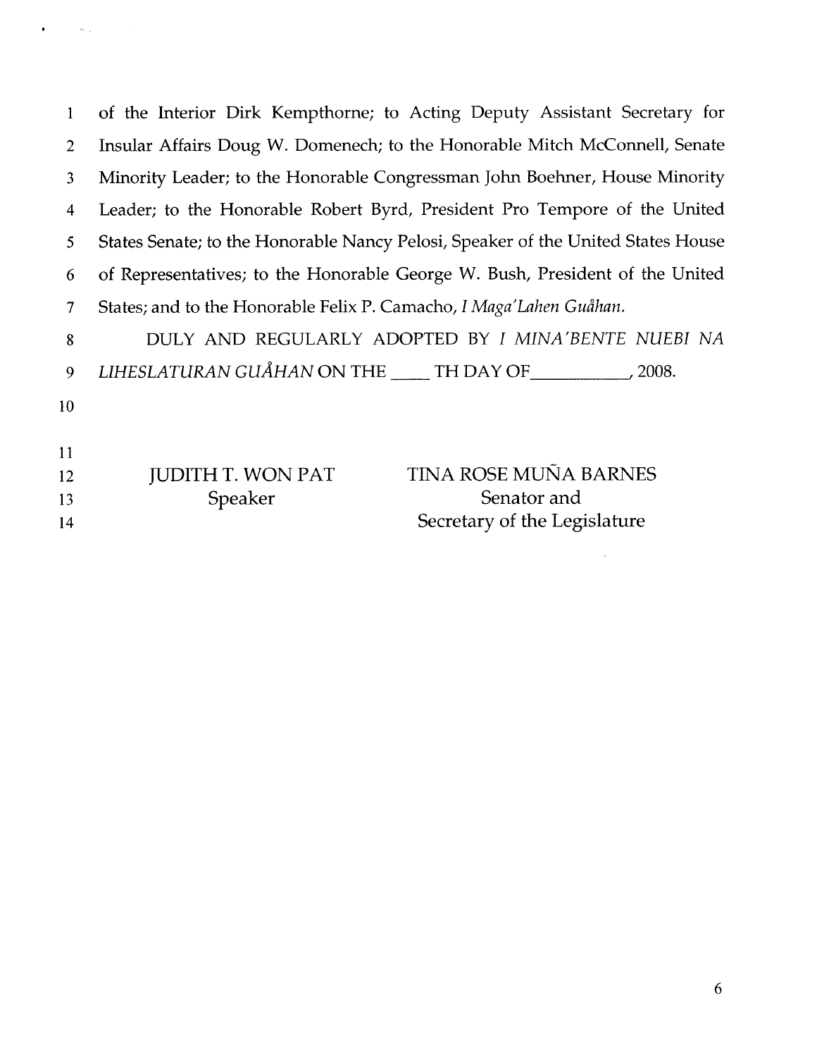of the Interior Dirk Kempthorne; to Acting Deputy Assistant Secretary for Insular Affairs Doug W. Domenech; to the Honorable Mitch McConnell, Senate Minority Leader; to the Honorable Congressman John Boehner, House Minority Leader; to the Honorable Robert Byrd, President Pro Tempore of the United States Senate; to the Honorable Nancy Pelosi, Speaker of the United States House of Representatives; to the Honorable George W. Bush, President of the United States; and to the Honorable Felix P. Camacho, *I Maga'Lahen Guåhan.*

DULY AND REGULARLY ADOPTED BY *I MINA'BENTE NUEBI NA LIHESLATURAN GUÅHAN* ON THE ____ TH DAY OF__________, 2008.

| | |
|---|---|
| JUDITH T. WON PAT | TINA ROSE MUÑA BARNES |
| Speaker | Senator and |
| | Secretary of the Legislature |